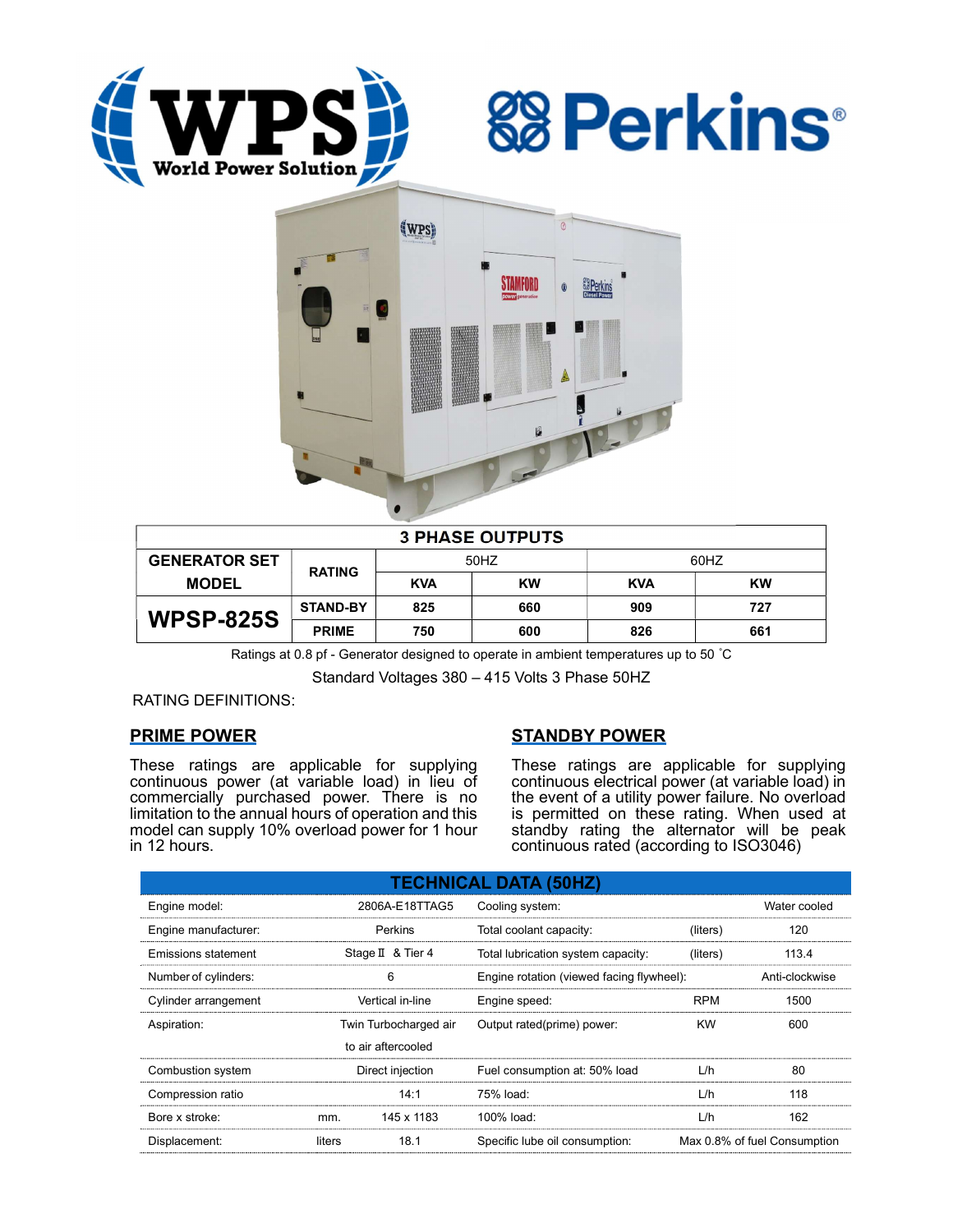## 3 PHASE OUTPUTS

| GENERATOR SET MODEL | RATING | 50HZ | | 60HZ | |
|---|---|---|---|---|---|
| | | KVA | KW | KVA | KW |
| WPSP-825S | STAND-BY | 825 | 660 | 909 | 727 |
| | PRIME | 750 | 600 | 826 | 661 |

Ratings at 0.8 pf - Generator designed to operate in ambient temperatures up to 50 ˚C

Standard Voltages 380 – 415 Volts 3 Phase 50HZ

RATING DEFINITIONS:

### PRIME POWER

These ratings are applicable for supplying continuous power (at variable load) in lieu of commercially purchased power. There is no limitation to the annual hours of operation and this model can supply 10% overload power for 1 hour in 12 hours.

### STANDBY POWER

These ratings are applicable for supplying continuous electrical power (at variable load) in the event of a utility power failure. No overload is permitted on these rating. When used at standby rating the alternator will be peak continuous rated (according to ISO3046)

## TECHNICAL DATA (50HZ)

| | | | | | |
|---|---|---|---|---|---|
| Engine model: | | 2806A-E18TTAG5 | Cooling system: | | Water cooled |
| Engine manufacturer: | | Perkins | Total coolant capacity: | (liters) | 120 |
| Emissions statement | | Stage Ⅱ & Tier 4 | Total lubrication system capacity: | (liters) | 113.4 |
| Number of cylinders: | | 6 | Engine rotation (viewed facing flywheel): | | Anti-clockwise |
| Cylinder arrangement | | Vertical in-line | Engine speed: | RPM | 1500 |
| Aspiration: | | Twin Turbocharged air to air aftercooled | Output rated(prime) power: | KW | 600 |
| Combustion system | | Direct injection | Fuel consumption at: 50% load | L/h | 80 |
| Compression ratio | | 14:1 | 75% load: | L/h | 118 |
| Bore x stroke: | mm. | 145 x 1183 | 100% load: | L/h | 162 |
| Displacement: | liters | 18.1 | Specific lube oil consumption: | | Max 0.8% of fuel Consumption |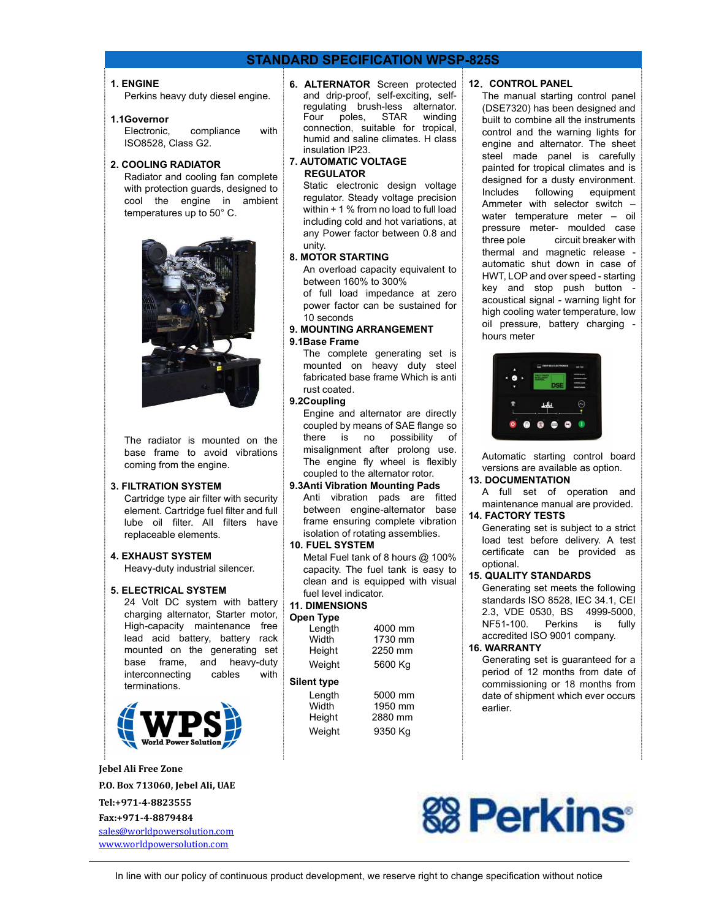# STANDARD SPECIFICATION WPSP-825S

### 1. ENGINE

Perkins heavy duty diesel engine.

### 1.1Governor

Electronic, compliance with ISO8528, Class G2.

### 2. COOLING RADIATOR

Radiator and cooling fan complete with protection guards, designed to cool the engine in ambient temperatures up to 50° C.

The radiator is mounted on the base frame to avoid vibrations coming from the engine.

### 3. FILTRATION SYSTEM

Cartridge type air filter with security element. Cartridge fuel filter and full lube oil filter. All filters have replaceable elements.

### 4. EXHAUST SYSTEM

Heavy-duty industrial silencer.

### 5. ELECTRICAL SYSTEM

24 Volt DC system with battery charging alternator, Starter motor, High-capacity maintenance free lead acid battery, battery rack mounted on the generating set base frame, and heavy-duty interconnecting cables with terminations.

### 6. ALTERNATOR

Screen protected and drip-proof, self-exciting, self-regulating brush-less alternator. Four poles, STAR winding connection, suitable for tropical, humid and saline climates. H class insulation IP23.

### 7. AUTOMATIC VOLTAGE REGULATOR

Static electronic design voltage regulator. Steady voltage precision within + 1 % from no load to full load including cold and hot variations, at any Power factor between 0.8 and unity.

### 8. MOTOR STARTING

An overload capacity equivalent to between 160% to 300% of full load impedance at zero power factor can be sustained for 10 seconds

### 9. MOUNTING ARRANGEMENT

### 9.1Base Frame

The complete generating set is mounted on heavy duty steel fabricated base frame Which is anti rust coated.

### 9.2Coupling

Engine and alternator are directly coupled by means of SAE flange so there is no possibility of misalignment after prolong use. The engine fly wheel is flexibly coupled to the alternator rotor.

### 9.3Anti Vibration Mounting Pads

Anti vibration pads are fitted between engine-alternator base frame ensuring complete vibration isolation of rotating assemblies.

### 10. FUEL SYSTEM

Metal Fuel tank of 8 hours @ 100% capacity. The fuel tank is easy to clean and is equipped with visual fuel level indicator.

### 11. DIMENSIONS

**Open Type**

| | |
|---|---|
| Length | 4000 mm |
| Width | 1730 mm |
| Height | 2250 mm |
| Weight | 5600 Kg |

**Silent type**

| | |
|---|---|
| Length | 5000 mm |
| Width | 1950 mm |
| Height | 2880 mm |
| Weight | 9350 Kg |

### 12. CONTROL PANEL

The manual starting control panel (DSE7320) has been designed and built to combine all the instruments control and the warning lights for engine and alternator. The sheet steel made panel is carefully painted for tropical climates and is designed for a dusty environment. Includes following equipment Ammeter with selector switch – water temperature meter – oil pressure meter- moulded case three pole circuit breaker with thermal and magnetic release - automatic shut down in case of HWT, LOP and over speed - starting key and stop push button - acoustical signal - warning light for high cooling water temperature, low oil pressure, battery charging - hours meter

Automatic starting control board versions are available as option.

### 13. DOCUMENTATION

A full set of operation and maintenance manual are provided.

### 14. FACTORY TESTS

Generating set is subject to a strict load test before delivery. A test certificate can be provided as optional.

### 15. QUALITY STANDARDS

Generating set meets the following standards ISO 8528, IEC 34.1, CEI 2.3, VDE 0530, BS 4999-5000, NF51-100. Perkins is fully accredited ISO 9001 company.

### 16. WARRANTY

Generating set is guaranteed for a period of 12 months from date of commissioning or 18 months from date of shipment which ever occurs earlier.

WPS World Power Solution

**Jebel Ali Free Zone**
**P.O. Box 713060, Jebel Ali, UAE**
**Tel:+971-4-8823555**
**Fax:+971-4-8879484**
sales@worldpowersolution.com
www.worldpowersolution.com

Perkins

In line with our policy of continuous product development, we reserve right to change specification without notice